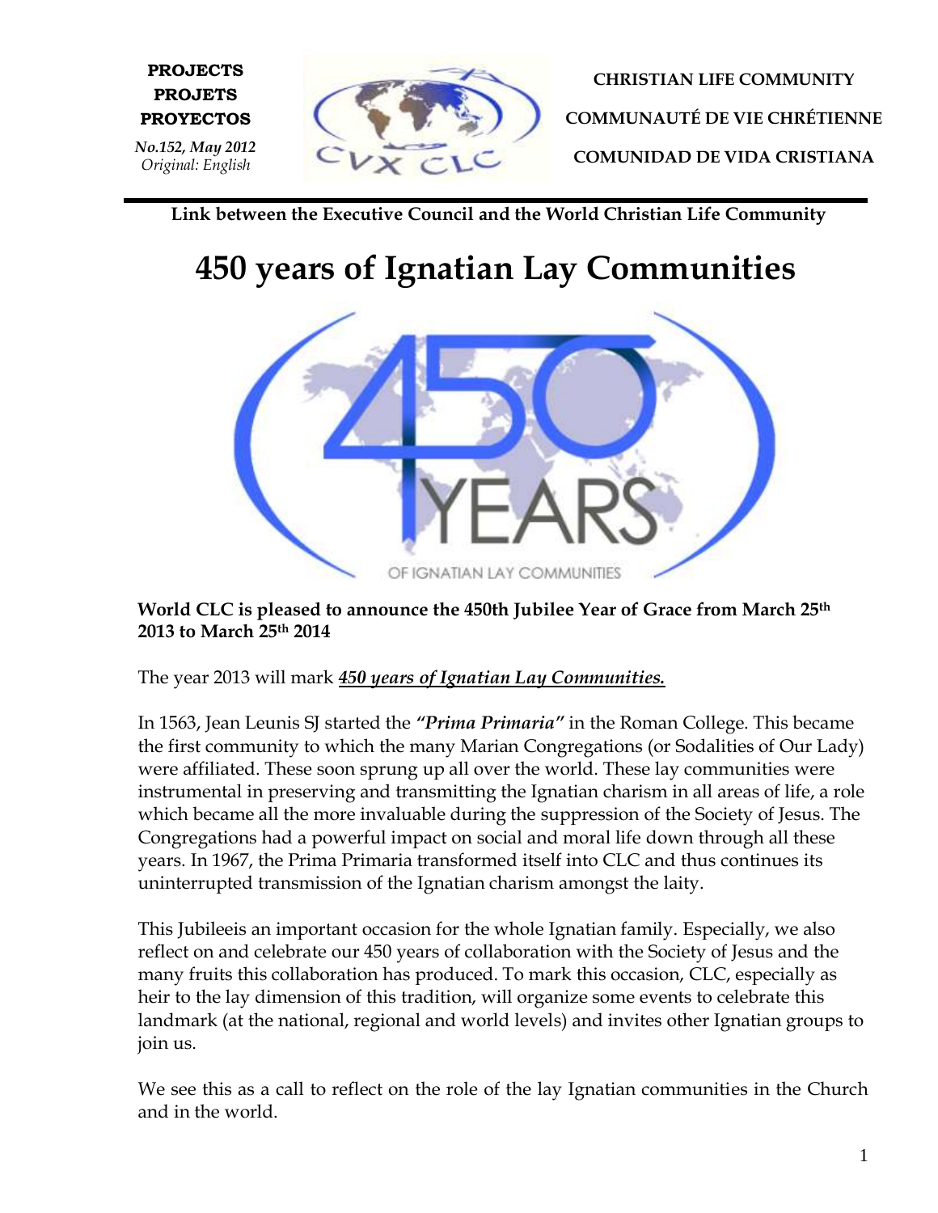**PROJECTS**
**PROJETS**
**PROYECTOS**

*No.152, May 2012*
*Original: English*

**CHRISTIAN LIFE COMMUNITY**

**COMMUNAUTÉ DE VIE CHRÉTIENNE**

**COMUNIDAD DE VIDA CRISTIANA**

**Link between the Executive Council and the World Christian Life Community**

# 450 years of Ignatian Lay Communities

**World CLC is pleased to announce the 450th Jubilee Year of Grace from March 25th 2013 to March 25th 2014**

The year 2013 will mark ***450 years of Ignatian Lay Communities.***

In 1563, Jean Leunis SJ started the ***"Prima Primaria"*** in the Roman College. This became the first community to which the many Marian Congregations (or Sodalities of Our Lady) were affiliated. These soon sprung up all over the world. These lay communities were instrumental in preserving and transmitting the Ignatian charism in all areas of life, a role which became all the more invaluable during the suppression of the Society of Jesus. The Congregations had a powerful impact on social and moral life down through all these years. In 1967, the Prima Primaria transformed itself into CLC and thus continues its uninterrupted transmission of the Ignatian charism amongst the laity.

This Jubileeis an important occasion for the whole Ignatian family. Especially, we also reflect on and celebrate our 450 years of collaboration with the Society of Jesus and the many fruits this collaboration has produced. To mark this occasion, CLC, especially as heir to the lay dimension of this tradition, will organize some events to celebrate this landmark (at the national, regional and world levels) and invites other Ignatian groups to join us.

We see this as a call to reflect on the role of the lay Ignatian communities in the Church and in the world.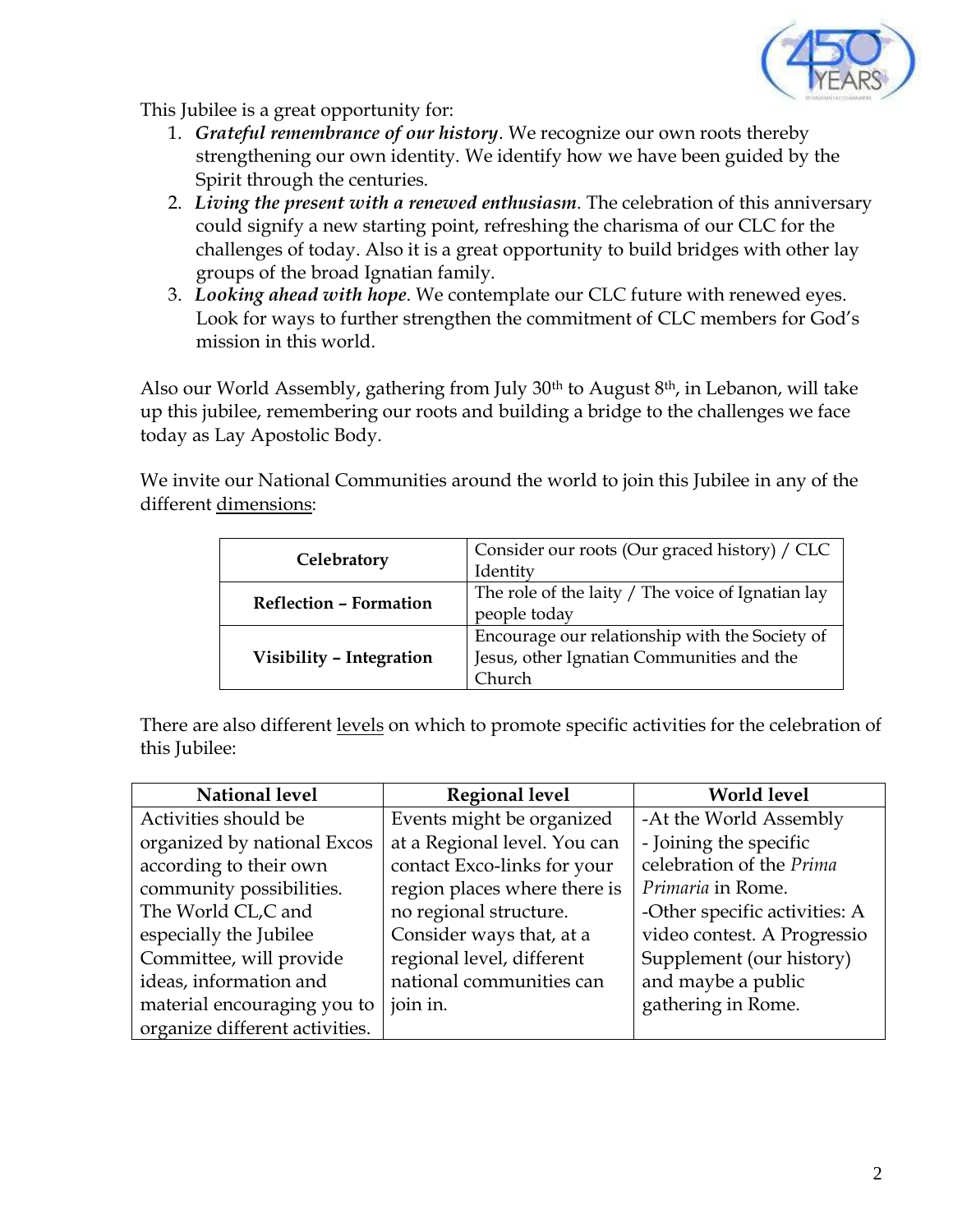This Jubilee is a great opportunity for:

1. ***Grateful remembrance of our history***. We recognize our own roots thereby strengthening our own identity. We identify how we have been guided by the Spirit through the centuries.
2. ***Living the present with a renewed enthusiasm***. The celebration of this anniversary could signify a new starting point, refreshing the charisma of our CLC for the challenges of today. Also it is a great opportunity to build bridges with other lay groups of the broad Ignatian family.
3. ***Looking ahead with hope***. We contemplate our CLC future with renewed eyes. Look for ways to further strengthen the commitment of CLC members for God's mission in this world.

Also our World Assembly, gathering from July 30th to August 8th, in Lebanon, will take up this jubilee, remembering our roots and building a bridge to the challenges we face today as Lay Apostolic Body.

We invite our National Communities around the world to join this Jubilee in any of the different dimensions:

| | |
|---|---|
| **Celebratory** | Consider our roots (Our graced history) / CLC Identity |
| **Reflection – Formation** | The role of the laity / The voice of Ignatian lay people today |
| **Visibility – Integration** | Encourage our relationship with the Society of Jesus, other Ignatian Communities and the Church |

There are also different levels on which to promote specific activities for the celebration of this Jubilee:

| National level | Regional level | World level |
|---|---|---|
| Activities should be organized by national Excos according to their own community possibilities. The World CL,C and especially the Jubilee Committee, will provide ideas, information and material encouraging you to organize different activities. | Events might be organized at a Regional level. You can contact Exco-links for your region places where there is no regional structure. Consider ways that, at a regional level, different national communities can join in. | -At the World Assembly<br>- Joining the specific celebration of the *Prima Primaria* in Rome.<br>-Other specific activities: A video contest. A Progressio Supplement (our history) and maybe a public gathering in Rome. |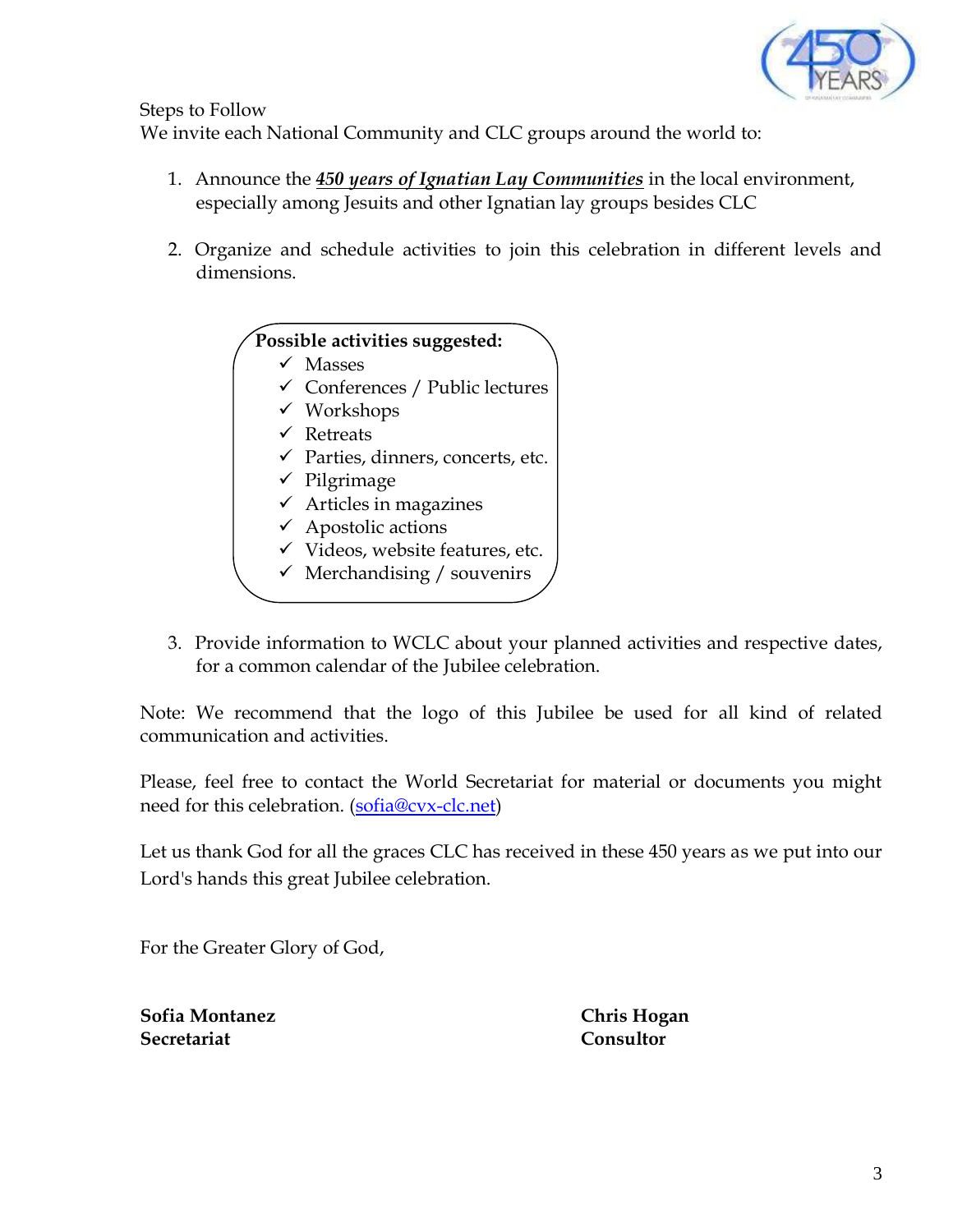Steps to Follow

We invite each National Community and CLC groups around the world to:

1. Announce the ***450 years of Ignatian Lay Communities*** in the local environment, especially among Jesuits and other Ignatian lay groups besides CLC

2. Organize and schedule activities to join this celebration in different levels and dimensions.

**Possible activities suggested:**

- ✓ Masses
- ✓ Conferences / Public lectures
- ✓ Workshops
- ✓ Retreats
- ✓ Parties, dinners, concerts, etc.
- ✓ Pilgrimage
- ✓ Articles in magazines
- ✓ Apostolic actions
- ✓ Videos, website features, etc.
- ✓ Merchandising / souvenirs

3. Provide information to WCLC about your planned activities and respective dates, for a common calendar of the Jubilee celebration.

Note: We recommend that the logo of this Jubilee be used for all kind of related communication and activities.

Please, feel free to contact the World Secretariat for material or documents you might need for this celebration. (sofia@cvx-clc.net)

Let us thank God for all the graces CLC has received in these 450 years as we put into our Lord's hands this great Jubilee celebration.

For the Greater Glory of God,

**Sofia Montanez**
**Secretariat**

**Chris Hogan**
**Consultor**